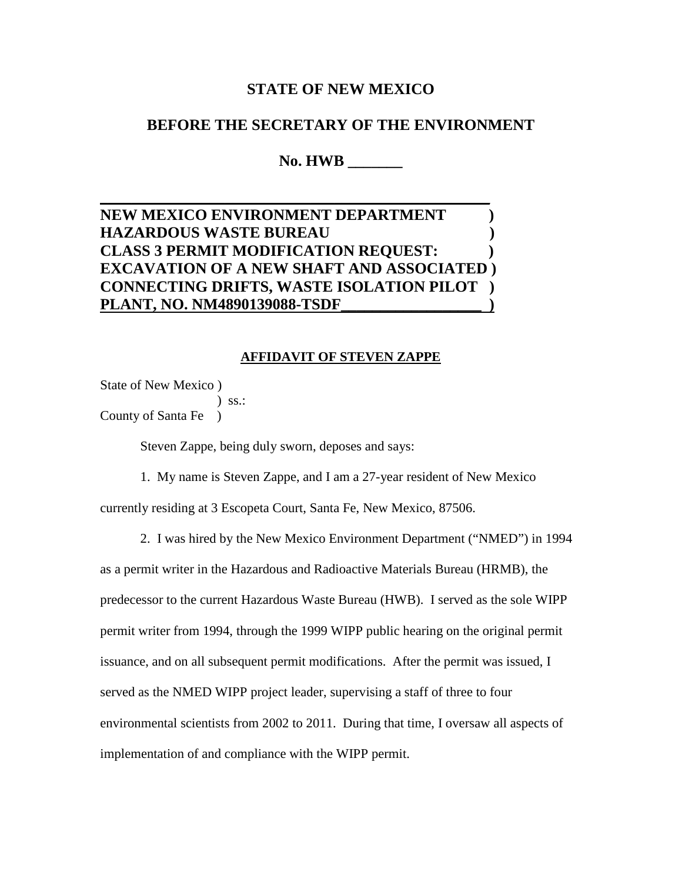**STATE OF NEW MEXICO**

**BEFORE THE SECRETARY OF THE ENVIRONMENT**

**No. HWB _______**

**NEW MEXICO ENVIRONMENT DEPARTMENT )**
**HAZARDOUS WASTE BUREAU )**
**CLASS 3 PERMIT MODIFICATION REQUEST: )**
**EXCAVATION OF A NEW SHAFT AND ASSOCIATED )**
**CONNECTING DRIFTS, WASTE ISOLATION PILOT )**
**PLANT, NO. NM4890139088-TSDF_________________ )**

**AFFIDAVIT OF STEVEN ZAPPE**

State of New Mexico )
) ss.:
County of Santa Fe )

Steven Zappe, being duly sworn, deposes and says:

1. My name is Steven Zappe, and I am a 27-year resident of New Mexico currently residing at 3 Escopeta Court, Santa Fe, New Mexico, 87506.

2. I was hired by the New Mexico Environment Department ("NMED") in 1994 as a permit writer in the Hazardous and Radioactive Materials Bureau (HRMB), the predecessor to the current Hazardous Waste Bureau (HWB). I served as the sole WIPP permit writer from 1994, through the 1999 WIPP public hearing on the original permit issuance, and on all subsequent permit modifications. After the permit was issued, I served as the NMED WIPP project leader, supervising a staff of three to four environmental scientists from 2002 to 2011. During that time, I oversaw all aspects of implementation of and compliance with the WIPP permit.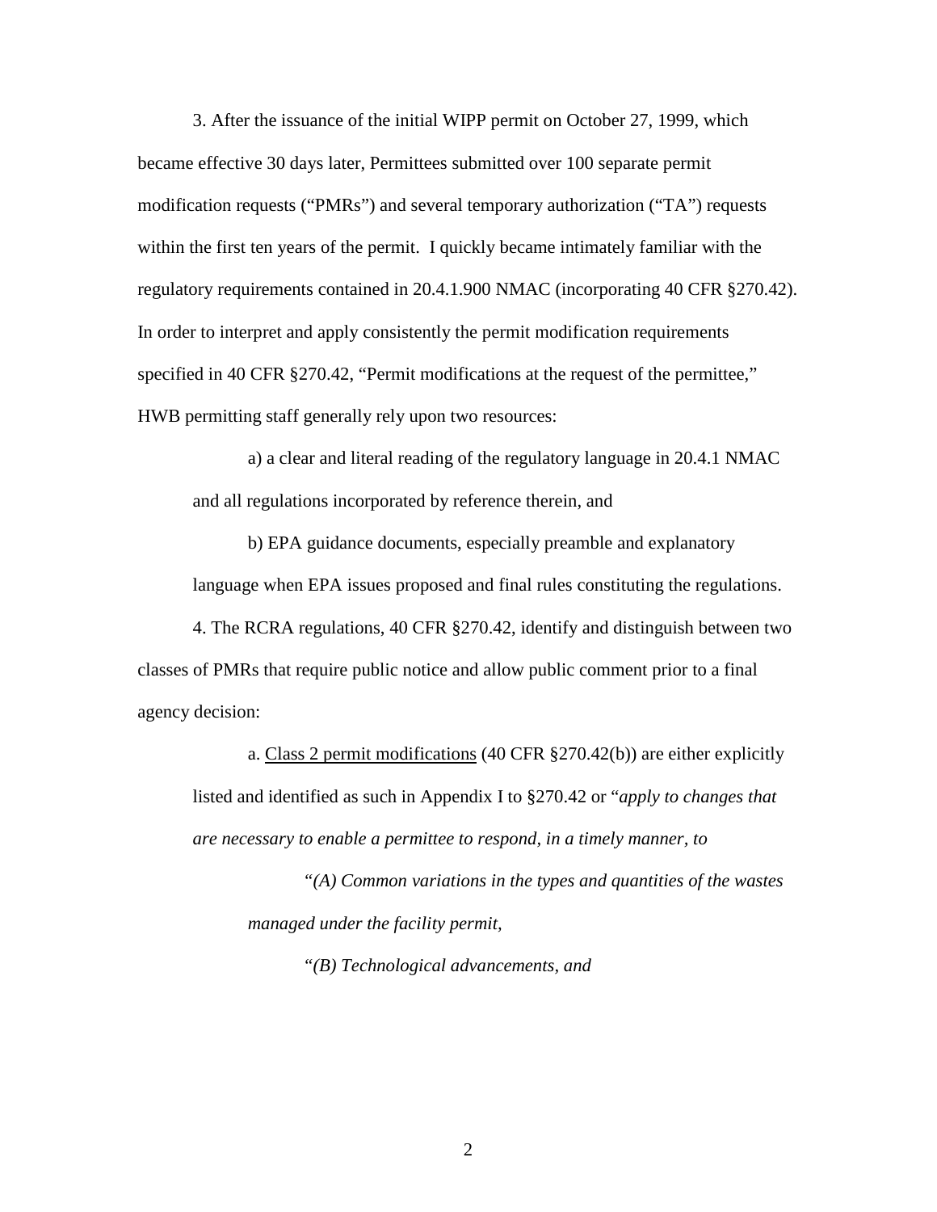3. After the issuance of the initial WIPP permit on October 27, 1999, which became effective 30 days later, Permittees submitted over 100 separate permit modification requests ("PMRs") and several temporary authorization ("TA") requests within the first ten years of the permit. I quickly became intimately familiar with the regulatory requirements contained in 20.4.1.900 NMAC (incorporating 40 CFR §270.42). In order to interpret and apply consistently the permit modification requirements specified in 40 CFR §270.42, "Permit modifications at the request of the permittee," HWB permitting staff generally rely upon two resources:

a) a clear and literal reading of the regulatory language in 20.4.1 NMAC and all regulations incorporated by reference therein, and

b) EPA guidance documents, especially preamble and explanatory language when EPA issues proposed and final rules constituting the regulations.

4. The RCRA regulations, 40 CFR §270.42, identify and distinguish between two classes of PMRs that require public notice and allow public comment prior to a final agency decision:

a. Class 2 permit modifications (40 CFR §270.42(b)) are either explicitly listed and identified as such in Appendix I to §270.42 or "*apply to changes that are necessary to enable a permittee to respond, in a timely manner, to*

"*(A) Common variations in the types and quantities of the wastes managed under the facility permit,*

"*(B) Technological advancements, and*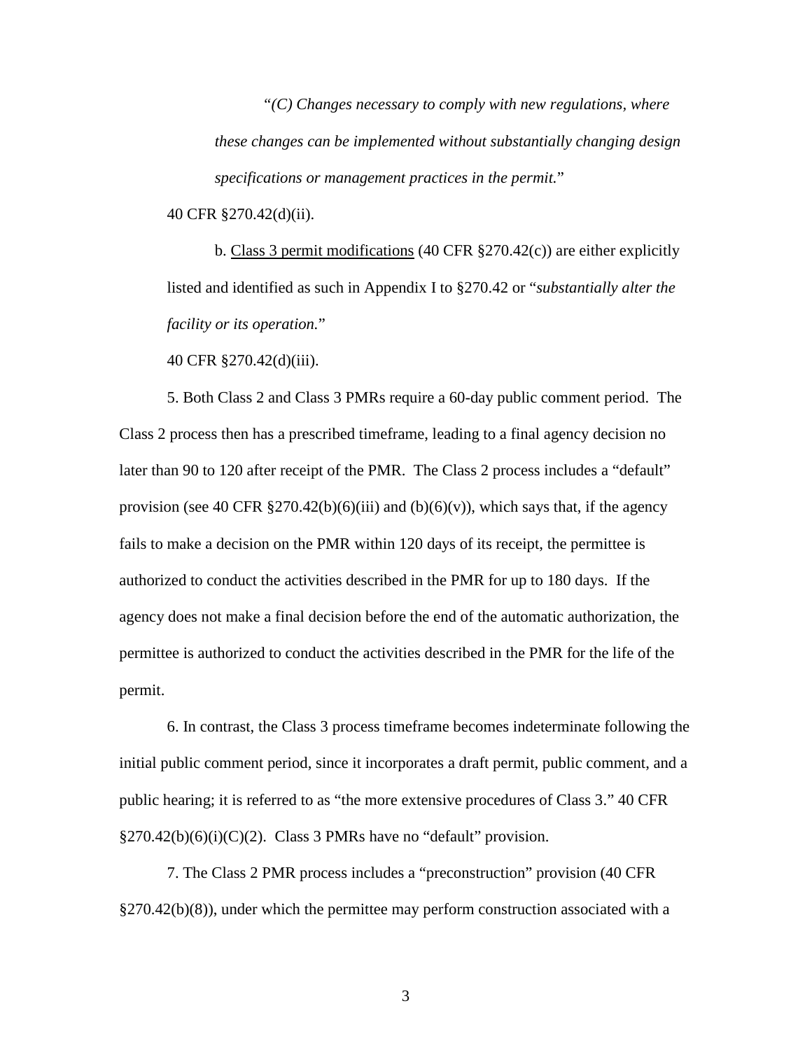"*(C) Changes necessary to comply with new regulations, where these changes can be implemented without substantially changing design specifications or management practices in the permit.*"

40 CFR §270.42(d)(ii).

b. Class 3 permit modifications (40 CFR §270.42(c)) are either explicitly listed and identified as such in Appendix I to §270.42 or "*substantially alter the facility or its operation.*"

40 CFR §270.42(d)(iii).

5. Both Class 2 and Class 3 PMRs require a 60-day public comment period. The Class 2 process then has a prescribed timeframe, leading to a final agency decision no later than 90 to 120 after receipt of the PMR. The Class 2 process includes a "default" provision (see 40 CFR §270.42(b)(6)(iii) and (b)(6)(v)), which says that, if the agency fails to make a decision on the PMR within 120 days of its receipt, the permittee is authorized to conduct the activities described in the PMR for up to 180 days. If the agency does not make a final decision before the end of the automatic authorization, the permittee is authorized to conduct the activities described in the PMR for the life of the permit.

6. In contrast, the Class 3 process timeframe becomes indeterminate following the initial public comment period, since it incorporates a draft permit, public comment, and a public hearing; it is referred to as "the more extensive procedures of Class 3." 40 CFR §270.42(b)(6)(i)(C)(2). Class 3 PMRs have no "default" provision.

7. The Class 2 PMR process includes a "preconstruction" provision (40 CFR §270.42(b)(8)), under which the permittee may perform construction associated with a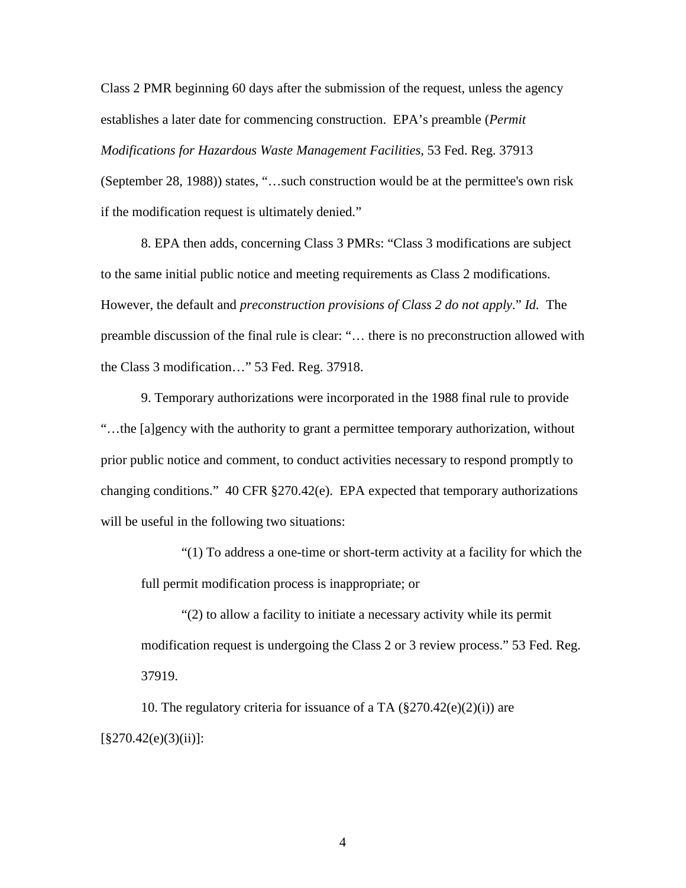Class 2 PMR beginning 60 days after the submission of the request, unless the agency establishes a later date for commencing construction. EPA's preamble (*Permit Modifications for Hazardous Waste Management Facilities*, 53 Fed. Reg. 37913 (September 28, 1988)) states, "…such construction would be at the permittee's own risk if the modification request is ultimately denied."

8. EPA then adds, concerning Class 3 PMRs: "Class 3 modifications are subject to the same initial public notice and meeting requirements as Class 2 modifications. However, the default and *preconstruction provisions of Class 2 do not apply*." *Id.* The preamble discussion of the final rule is clear: "… there is no preconstruction allowed with the Class 3 modification…" 53 Fed. Reg. 37918.

9. Temporary authorizations were incorporated in the 1988 final rule to provide "…the [a]gency with the authority to grant a permittee temporary authorization, without prior public notice and comment, to conduct activities necessary to respond promptly to changing conditions." 40 CFR §270.42(e). EPA expected that temporary authorizations will be useful in the following two situations:

> "(1) To address a one-time or short-term activity at a facility for which the full permit modification process is inappropriate; or
>
> "(2) to allow a facility to initiate a necessary activity while its permit modification request is undergoing the Class 2 or 3 review process." 53 Fed. Reg. 37919.

10. The regulatory criteria for issuance of a TA (§270.42(e)(2)(i)) are [§270.42(e)(3)(ii)]: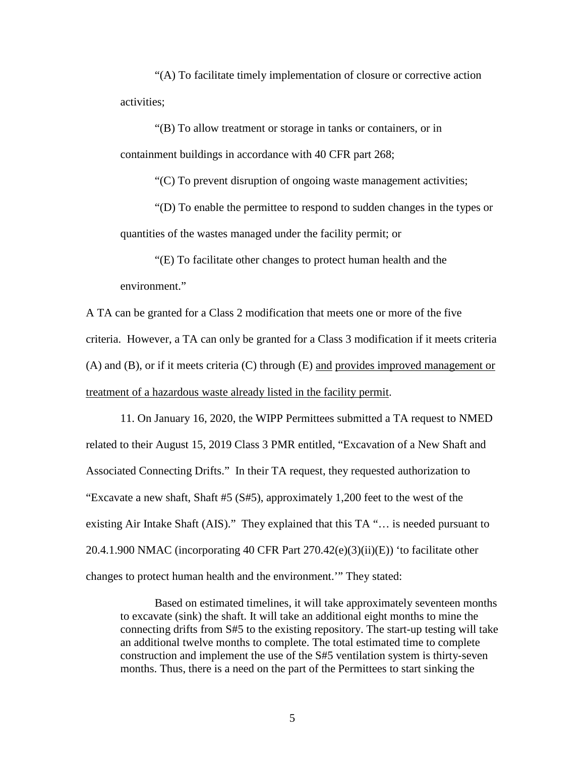"(A) To facilitate timely implementation of closure or corrective action activities;

"(B) To allow treatment or storage in tanks or containers, or in containment buildings in accordance with 40 CFR part 268;

"(C) To prevent disruption of ongoing waste management activities;

"(D) To enable the permittee to respond to sudden changes in the types or quantities of the wastes managed under the facility permit; or

"(E) To facilitate other changes to protect human health and the environment."

A TA can be granted for a Class 2 modification that meets one or more of the five criteria. However, a TA can only be granted for a Class 3 modification if it meets criteria (A) and (B), or if it meets criteria (C) through (E) <u>and</u> <u>provides improved management or treatment of a hazardous waste already listed in the facility permit</u>.

11. On January 16, 2020, the WIPP Permittees submitted a TA request to NMED related to their August 15, 2019 Class 3 PMR entitled, "Excavation of a New Shaft and Associated Connecting Drifts." In their TA request, they requested authorization to "Excavate a new shaft, Shaft #5 (S#5), approximately 1,200 feet to the west of the existing Air Intake Shaft (AIS)." They explained that this TA "… is needed pursuant to 20.4.1.900 NMAC (incorporating 40 CFR Part 270.42(e)(3)(ii)(E)) 'to facilitate other changes to protect human health and the environment.'" They stated:

> Based on estimated timelines, it will take approximately seventeen months to excavate (sink) the shaft. It will take an additional eight months to mine the connecting drifts from S#5 to the existing repository. The start-up testing will take an additional twelve months to complete. The total estimated time to complete construction and implement the use of the S#5 ventilation system is thirty-seven months. Thus, there is a need on the part of the Permittees to start sinking the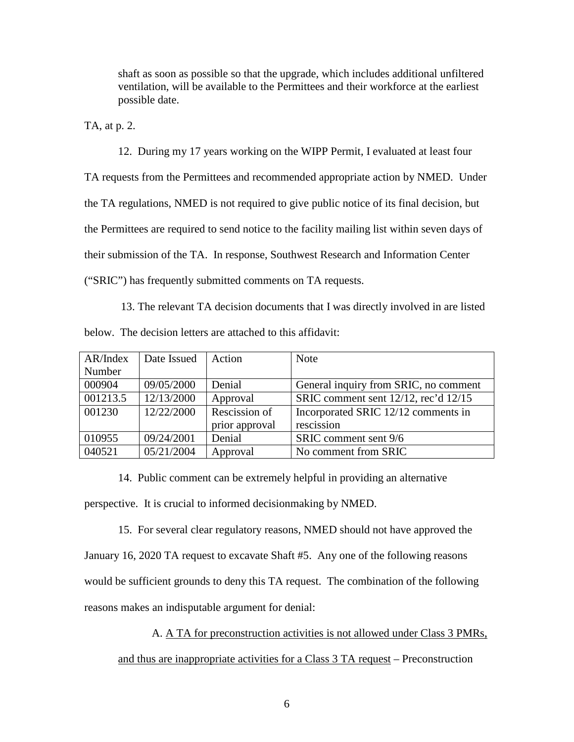shaft as soon as possible so that the upgrade, which includes additional unfiltered ventilation, will be available to the Permittees and their workforce at the earliest possible date.

TA, at p. 2.

12. During my 17 years working on the WIPP Permit, I evaluated at least four TA requests from the Permittees and recommended appropriate action by NMED. Under the TA regulations, NMED is not required to give public notice of its final decision, but the Permittees are required to send notice to the facility mailing list within seven days of their submission of the TA. In response, Southwest Research and Information Center ("SRIC") has frequently submitted comments on TA requests.

13. The relevant TA decision documents that I was directly involved in are listed below. The decision letters are attached to this affidavit:

| AR/Index Number | Date Issued | Action | Note |
|---|---|---|---|
| 000904 | 09/05/2000 | Denial | General inquiry from SRIC, no comment |
| 001213.5 | 12/13/2000 | Approval | SRIC comment sent 12/12, rec'd 12/15 |
| 001230 | 12/22/2000 | Rescission of prior approval | Incorporated SRIC 12/12 comments in rescission |
| 010955 | 09/24/2001 | Denial | SRIC comment sent 9/6 |
| 040521 | 05/21/2004 | Approval | No comment from SRIC |

14. Public comment can be extremely helpful in providing an alternative perspective. It is crucial to informed decisionmaking by NMED.

15. For several clear regulatory reasons, NMED should not have approved the January 16, 2020 TA request to excavate Shaft #5. Any one of the following reasons would be sufficient grounds to deny this TA request. The combination of the following reasons makes an indisputable argument for denial:

A. <u>A TA for preconstruction activities is not allowed under Class 3 PMRs, and thus are inappropriate activities for a Class 3 TA request</u> – Preconstruction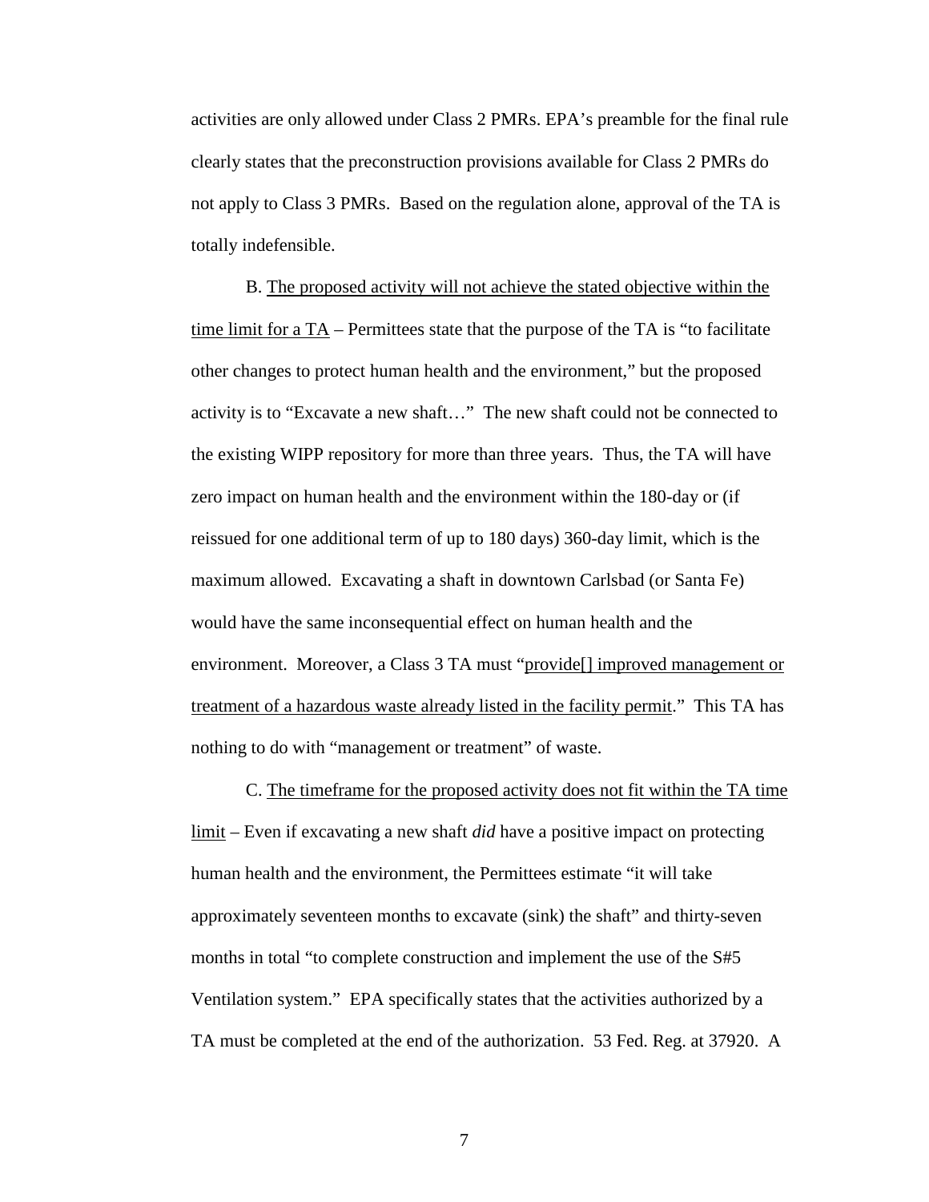activities are only allowed under Class 2 PMRs. EPA's preamble for the final rule clearly states that the preconstruction provisions available for Class 2 PMRs do not apply to Class 3 PMRs. Based on the regulation alone, approval of the TA is totally indefensible.

B. <u>The proposed activity will not achieve the stated objective within the time limit for a TA</u> – Permittees state that the purpose of the TA is "to facilitate other changes to protect human health and the environment," but the proposed activity is to "Excavate a new shaft…" The new shaft could not be connected to the existing WIPP repository for more than three years. Thus, the TA will have zero impact on human health and the environment within the 180-day or (if reissued for one additional term of up to 180 days) 360-day limit, which is the maximum allowed. Excavating a shaft in downtown Carlsbad (or Santa Fe) would have the same inconsequential effect on human health and the environment. Moreover, a Class 3 TA must "<u>provide[] improved management or treatment of a hazardous waste already listed in the facility permit</u>." This TA has nothing to do with "management or treatment" of waste.

C. <u>The timeframe for the proposed activity does not fit within the TA time limit</u> – Even if excavating a new shaft *did* have a positive impact on protecting human health and the environment, the Permittees estimate "it will take approximately seventeen months to excavate (sink) the shaft" and thirty-seven months in total "to complete construction and implement the use of the S#5 Ventilation system." EPA specifically states that the activities authorized by a TA must be completed at the end of the authorization. 53 Fed. Reg. at 37920. A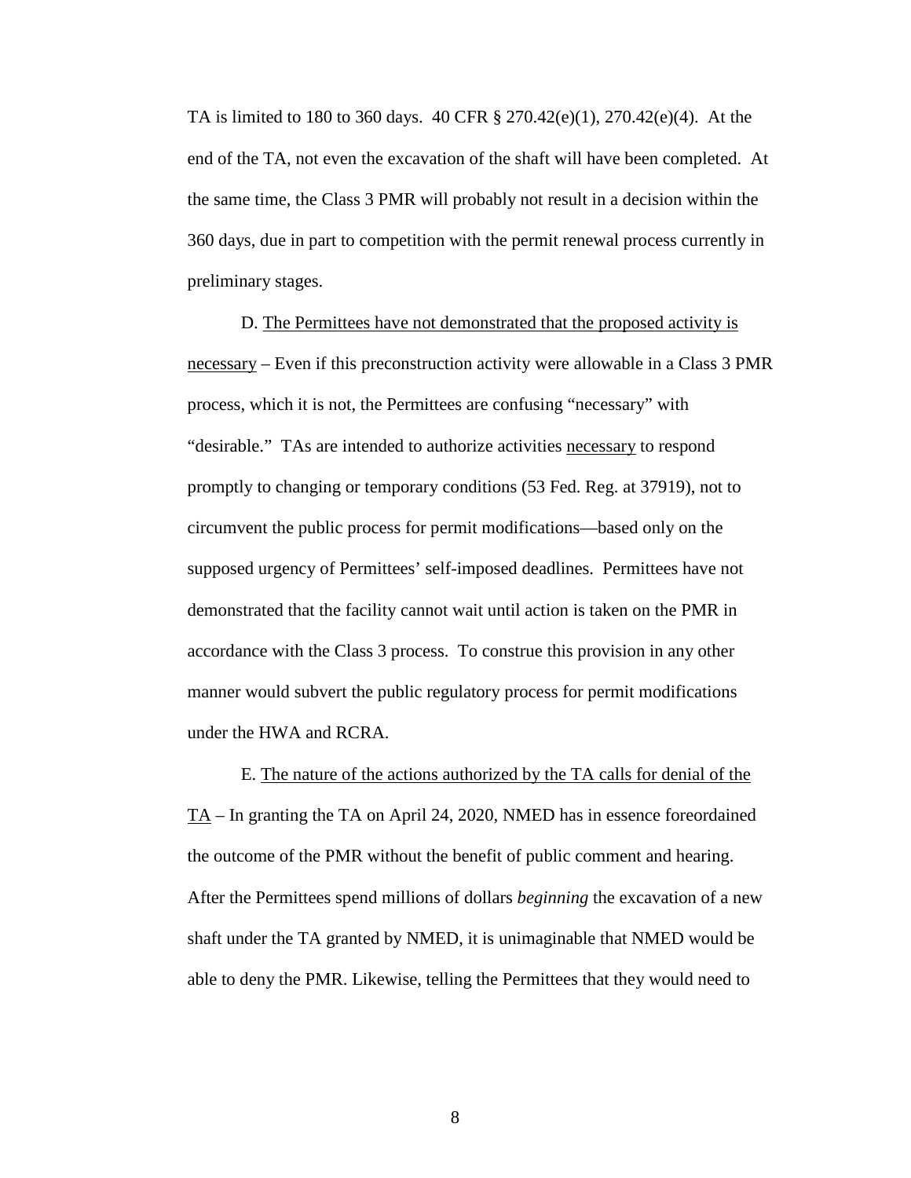TA is limited to 180 to 360 days. 40 CFR § 270.42(e)(1), 270.42(e)(4). At the end of the TA, not even the excavation of the shaft will have been completed. At the same time, the Class 3 PMR will probably not result in a decision within the 360 days, due in part to competition with the permit renewal process currently in preliminary stages.

D. <u>The Permittees have not demonstrated that the proposed activity is necessary</u> – Even if this preconstruction activity were allowable in a Class 3 PMR process, which it is not, the Permittees are confusing "necessary" with "desirable." TAs are intended to authorize activities <u>necessary</u> to respond promptly to changing or temporary conditions (53 Fed. Reg. at 37919), not to circumvent the public process for permit modifications—based only on the supposed urgency of Permittees' self-imposed deadlines. Permittees have not demonstrated that the facility cannot wait until action is taken on the PMR in accordance with the Class 3 process. To construe this provision in any other manner would subvert the public regulatory process for permit modifications under the HWA and RCRA.

E. <u>The nature of the actions authorized by the TA calls for denial of the TA</u> – In granting the TA on April 24, 2020, NMED has in essence foreordained the outcome of the PMR without the benefit of public comment and hearing. After the Permittees spend millions of dollars *beginning* the excavation of a new shaft under the TA granted by NMED, it is unimaginable that NMED would be able to deny the PMR. Likewise, telling the Permittees that they would need to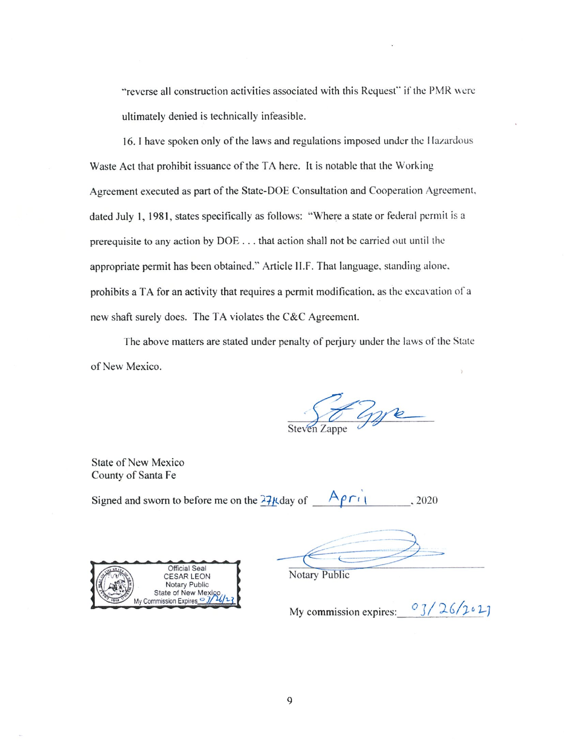"reverse all construction activities associated with this Request" if the PMR were ultimately denied is technically infeasible.

16. I have spoken only of the laws and regulations imposed under the Hazardous Waste Act that prohibit issuance of the TA here. It is notable that the Working Agreement executed as part of the State-DOE Consultation and Cooperation Agreement, dated July 1, 1981, states specifically as follows: "Where a state or federal permit is a prerequisite to any action by DOE . . . that action shall not be carried out until the appropriate permit has been obtained." Article II.F. That language, standing alone, prohibits a TA for an activity that requires a permit modification, as the excavation of a new shaft surely does. The TA violates the C&C Agreement.

The above matters are stated under penalty of perjury under the laws of the State of New Mexico.

Steven Zappe

State of New Mexico
County of Santa Fe

Signed and sworn to before me on the 27th day of April, 2020

Official Seal
CESAR LEON
Notary Public
State of New Mexico
My Commission Expires 03/26/23

Notary Public

My commission expires: 03/26/2023